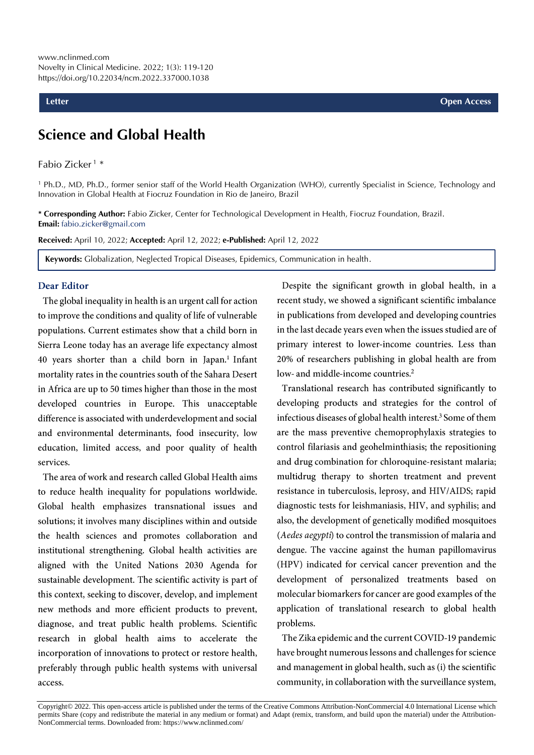Letter | Open Access

# Science and Global Health

Fabio Zicker [1] *

[1] Ph.D., MD, Ph.D., former senior staff of the World Health Organization (WHO), currently Specialist in Science, Technology and Innovation in Global Health at Fiocruz Foundation in Rio de Janeiro, Brazil

**\* Corresponding Author:** Fabio Zicker, Center for Technological Development in Health, Fiocruz Foundation, Brazil.
**Email:** fabio.zicker@gmail.com

**Received:** April 10, 2022; **Accepted:** April 12, 2022; **e-Published:** April 12, 2022

**Keywords:** Globalization, Neglected Tropical Diseases, Epidemics, Communication in health.

## Dear Editor

The global inequality in health is an urgent call for action to improve the conditions and quality of life of vulnerable populations. Current estimates show that a child born in Sierra Leone today has an average life expectancy almost 40 years shorter than a child born in Japan.[1] Infant mortality rates in the countries south of the Sahara Desert in Africa are up to 50 times higher than those in the most developed countries in Europe. This unacceptable difference is associated with underdevelopment and social and environmental determinants, food insecurity, low education, limited access, and poor quality of health services.

The area of work and research called Global Health aims to reduce health inequality for populations worldwide. Global health emphasizes transnational issues and solutions; it involves many disciplines within and outside the health sciences and promotes collaboration and institutional strengthening. Global health activities are aligned with the United Nations 2030 Agenda for sustainable development. The scientific activity is part of this context, seeking to discover, develop, and implement new methods and more efficient products to prevent, diagnose, and treat public health problems. Scientific research in global health aims to accelerate the incorporation of innovations to protect or restore health, preferably through public health systems with universal access.

Despite the significant growth in global health, in a recent study, we showed a significant scientific imbalance in publications from developed and developing countries in the last decade years even when the issues studied are of primary interest to lower-income countries. Less than 20% of researchers publishing in global health are from low- and middle-income countries.[2]

Translational research has contributed significantly to developing products and strategies for the control of infectious diseases of global health interest.[3] Some of them are the mass preventive chemoprophylaxis strategies to control filariasis and geohelminthiasis; the repositioning and drug combination for chloroquine-resistant malaria; multidrug therapy to shorten treatment and prevent resistance in tuberculosis, leprosy, and HIV/AIDS; rapid diagnostic tests for leishmaniases, HIV, and syphilis; and also, the development of genetically modified mosquitoes (*Aedes aegypti*) to control the transmission of malaria and dengue. The vaccine against the human papillomavirus (HPV) indicated for cervical cancer prevention and the development of personalized treatments based on molecular biomarkers for cancer are good examples of the application of translational research to global health problems.

The Zika epidemic and the current COVID-19 pandemic have brought numerous lessons and challenges for science and management in global health, such as (i) the scientific community, in collaboration with the surveillance system,

Copyright© 2022. This open-access article is published under the terms of the Creative Commons Attribution-NonCommercial 4.0 International License which permits Share (copy and redistribute the material in any medium or format) and Adapt (remix, transform, and build upon the material) under the Attribution-NonCommercial terms. Downloaded from: https://www.nclinmed.com/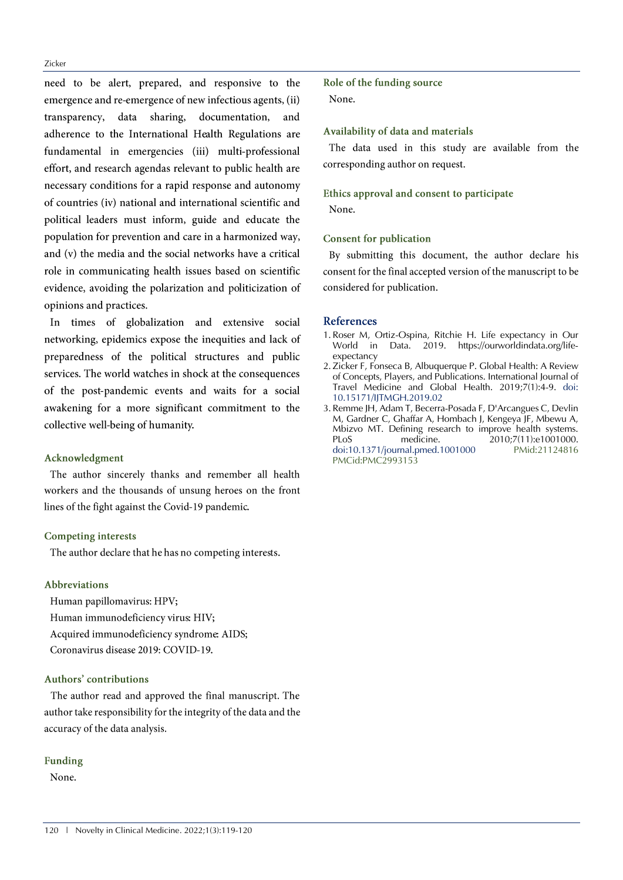need to be alert, prepared, and responsive to the emergence and re-emergence of new infectious agents, (ii) transparency, data sharing, documentation, and adherence to the International Health Regulations are fundamental in emergencies (iii) multi-professional effort, and research agendas relevant to public health are necessary conditions for a rapid response and autonomy of countries (iv) national and international scientific and political leaders must inform, guide and educate the population for prevention and care in a harmonized way, and (v) the media and the social networks have a critical role in communicating health issues based on scientific evidence, avoiding the polarization and politicization of opinions and practices.

In times of globalization and extensive social networking, epidemics expose the inequities and lack of preparedness of the political structures and public services. The world watches in shock at the consequences of the post-pandemic events and waits for a social awakening for a more significant commitment to the collective well-being of humanity.

### Acknowledgment

The author sincerely thanks and remember all health workers and the thousands of unsung heroes on the front lines of the fight against the Covid-19 pandemic.

### Competing interests

The author declare that he has no competing interests.

### Abbreviations

Human papillomavirus: HPV;
Human immunodeficiency virus: HIV;
Acquired immunodeficiency syndrome: AIDS;
Coronavirus disease 2019: COVID-19.

### Authors' contributions

The author read and approved the final manuscript. The author take responsibility for the integrity of the data and the accuracy of the data analysis.

### Funding

None.

### Role of the funding source

None.

### Availability of data and materials

The data used in this study are available from the corresponding author on request.

### Ethics approval and consent to participate

None.

### Consent for publication

By submitting this document, the author declare his consent for the final accepted version of the manuscript to be considered for publication.

## References

1. Roser M, Ortiz-Ospina, Ritchie H. Life expectancy in Our World in Data. 2019. https://ourworldindata.org/life-expectancy
2. Zicker F, Fonseca B, Albuquerque P. Global Health: A Review of Concepts, Players, and Publications. International Journal of Travel Medicine and Global Health. 2019;7(1):4-9. doi: 10.15171/IJTMGH.2019.02
3. Remme JH, Adam T, Becerra-Posada F, D'Arcangues C, Devlin M, Gardner C, Ghaffar A, Hombach J, Kengeya JF, Mbewu A, Mbizvo MT. Defining research to improve health systems. PLoS medicine. 2010;7(11):e1001000. doi:10.1371/journal.pmed.1001000 PMid:21124816 PMCid:PMC2993153